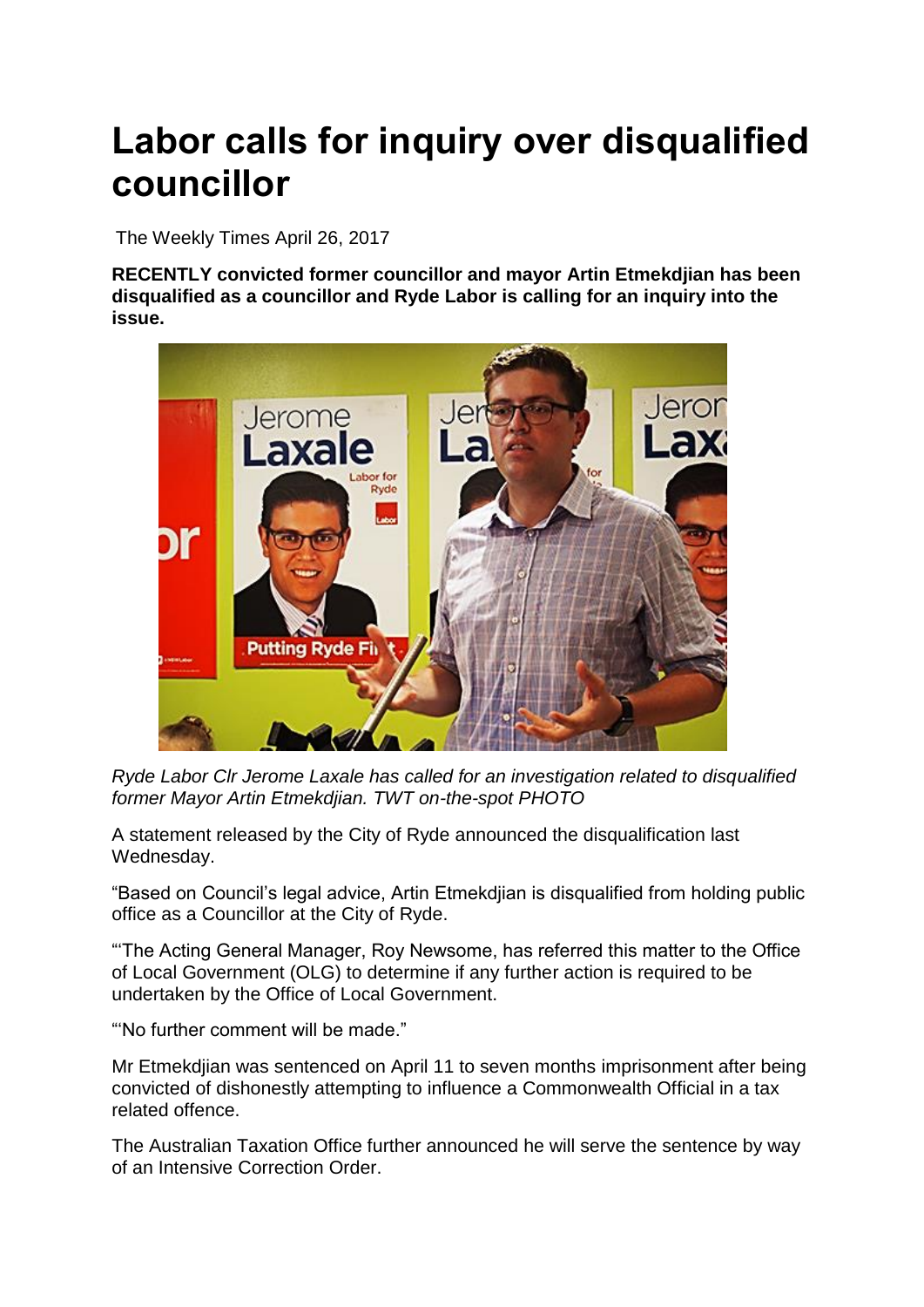# Labor calls for inquiry over disqualified councillor

The Weekly Times April 26, 2017

**RECENTLY convicted former councillor and mayor Artin Etmekdjian has been disqualified as a councillor and Ryde Labor is calling for an inquiry into the issue.**

*Ryde Labor Clr Jerome Laxale has called for an investigation related to disqualified former Mayor Artin Etmekdjian. TWT on-the-spot PHOTO*

A statement released by the City of Ryde announced the disqualification last Wednesday.

"Based on Council's legal advice, Artin Etmekdjian is disqualified from holding public office as a Councillor at the City of Ryde.

"'The Acting General Manager, Roy Newsome, has referred this matter to the Office of Local Government (OLG) to determine if any further action is required to be undertaken by the Office of Local Government.

"'No further comment will be made."

Mr Etmekdjian was sentenced on April 11 to seven months imprisonment after being convicted of dishonestly attempting to influence a Commonwealth Official in a tax related offence.

The Australian Taxation Office further announced he will serve the sentence by way of an Intensive Correction Order.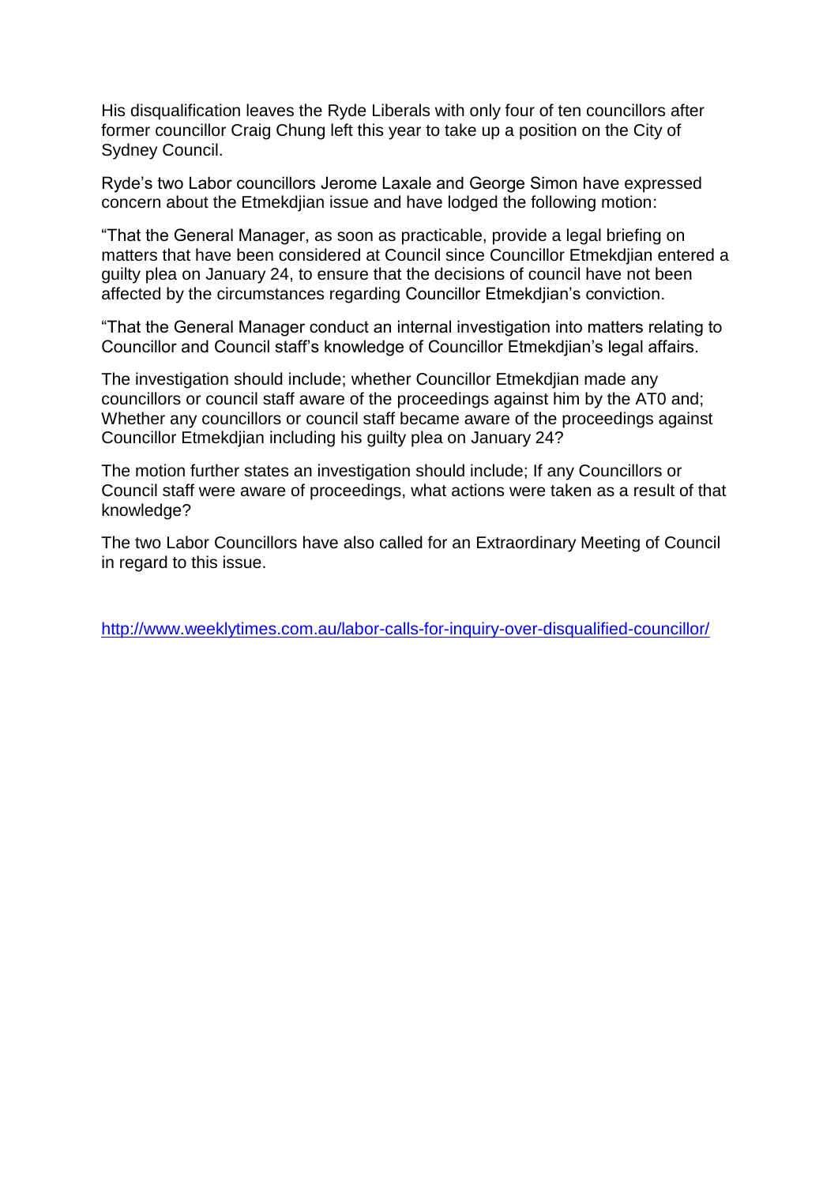His disqualification leaves the Ryde Liberals with only four of ten councillors after former councillor Craig Chung left this year to take up a position on the City of Sydney Council.

Ryde's two Labor councillors Jerome Laxale and George Simon have expressed concern about the Etmekdjian issue and have lodged the following motion:

"That the General Manager, as soon as practicable, provide a legal briefing on matters that have been considered at Council since Councillor Etmekdjian entered a guilty plea on January 24, to ensure that the decisions of council have not been affected by the circumstances regarding Councillor Etmekdjian's conviction.

"That the General Manager conduct an internal investigation into matters relating to Councillor and Council staff's knowledge of Councillor Etmekdjian's legal affairs.

The investigation should include; whether Councillor Etmekdjian made any councillors or council staff aware of the proceedings against him by the AT0 and; Whether any councillors or council staff became aware of the proceedings against Councillor Etmekdjian including his guilty plea on January 24?

The motion further states an investigation should include; If any Councillors or Council staff were aware of proceedings, what actions were taken as a result of that knowledge?

The two Labor Councillors have also called for an Extraordinary Meeting of Council in regard to this issue.

http://www.weeklytimes.com.au/labor-calls-for-inquiry-over-disqualified-councillor/